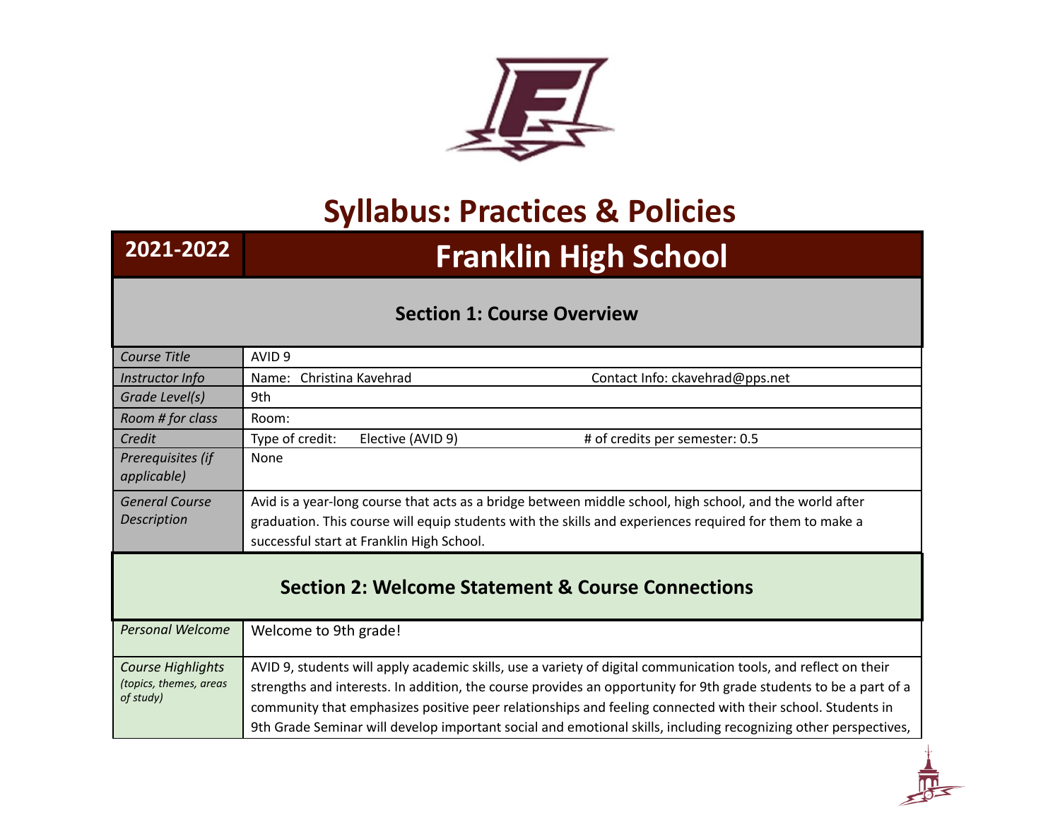# Syllabus: Practices & Policies

| 2021-2022 | Franklin High School |
| --- | --- |

## Section 1: Course Overview

| | |
| --- | --- |
| *Course Title* | AVID 9 |
| *Instructor Info* | Name: Christina Kavehrad Contact Info: ckavehrad@pps.net |
| *Grade Level(s)* | 9th |
| *Room # for class* | Room: |
| *Credit* | Type of credit: Elective (AVID 9) # of credits per semester: 0.5 |
| *Prerequisites (if applicable)* | None |
| *General Course Description* | Avid is a year-long course that acts as a bridge between middle school, high school, and the world after graduation. This course will equip students with the skills and experiences required for them to make a successful start at Franklin High School. |

## Section 2: Welcome Statement & Course Connections

| | |
| --- | --- |
| *Personal Welcome* | Welcome to 9th grade! |
| *Course Highlights (topics, themes, areas of study)* | AVID 9, students will apply academic skills, use a variety of digital communication tools, and reflect on their strengths and interests. In addition, the course provides an opportunity for 9th grade students to be a part of a community that emphasizes positive peer relationships and feeling connected with their school. Students in 9th Grade Seminar will develop important social and emotional skills, including recognizing other perspectives, |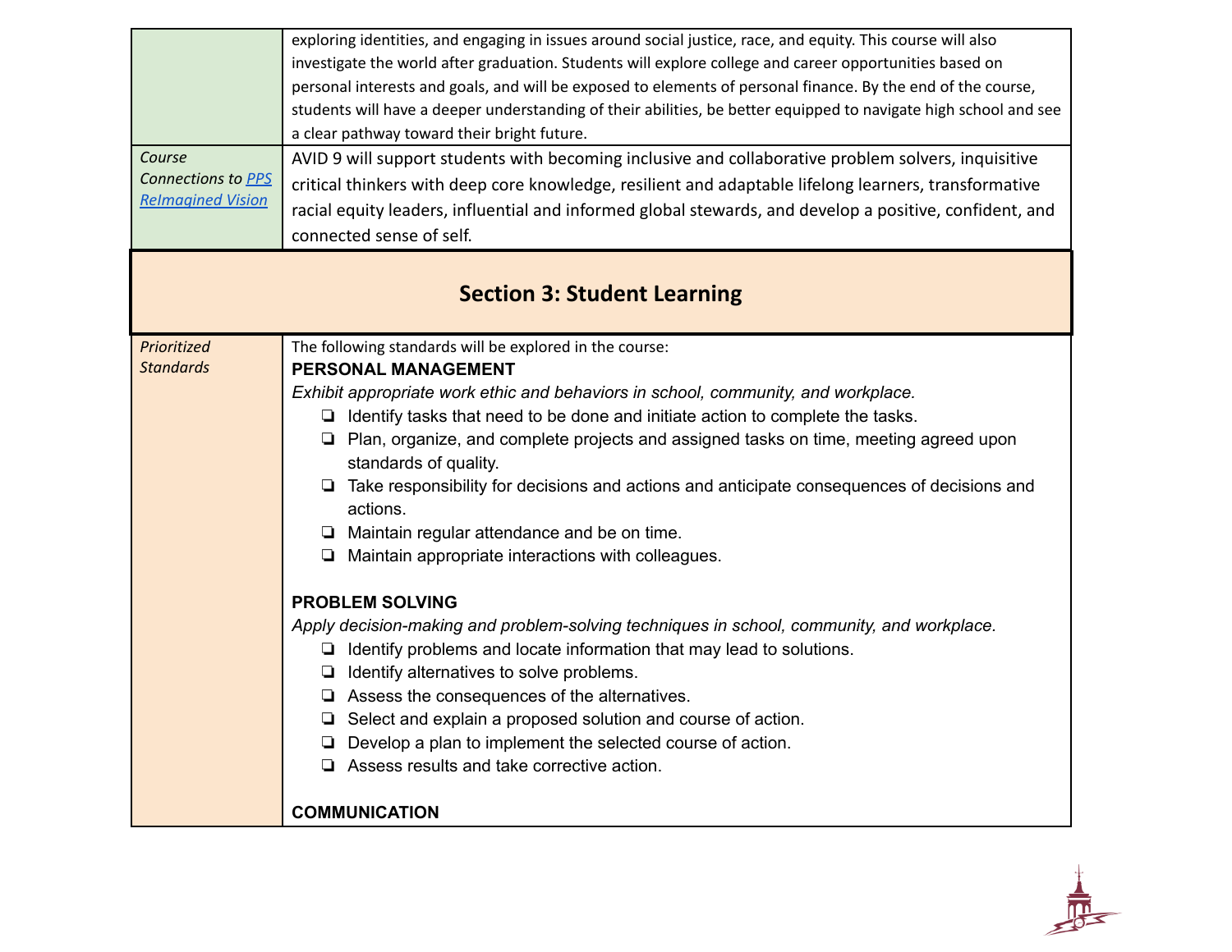| | |
|---|---|
| | exploring identities, and engaging in issues around social justice, race, and equity. This course will also investigate the world after graduation. Students will explore college and career opportunities based on personal interests and goals, and will be exposed to elements of personal finance. By the end of the course, students will have a deeper understanding of their abilities, be better equipped to navigate high school and see a clear pathway toward their bright future. |
| *Course Connections to [PPS ReImagined Vision]()* | AVID 9 will support students with becoming inclusive and collaborative problem solvers, inquisitive critical thinkers with deep core knowledge, resilient and adaptable lifelong learners, transformative racial equity leaders, influential and informed global stewards, and develop a positive, confident, and connected sense of self. |

## Section 3: Student Learning

| | |
|---|---|
| *Prioritized Standards* | The following standards will be explored in the course:<br>**PERSONAL MANAGEMENT**<br>*Exhibit appropriate work ethic and behaviors in school, community, and workplace.*<br>❏ Identify tasks that need to be done and initiate action to complete the tasks.<br>❏ Plan, organize, and complete projects and assigned tasks on time, meeting agreed upon standards of quality.<br>❏ Take responsibility for decisions and actions and anticipate consequences of decisions and actions.<br>❏ Maintain regular attendance and be on time.<br>❏ Maintain appropriate interactions with colleagues.<br><br>**PROBLEM SOLVING**<br>*Apply decision-making and problem-solving techniques in school, community, and workplace.*<br>❏ Identify problems and locate information that may lead to solutions.<br>❏ Identify alternatives to solve problems.<br>❏ Assess the consequences of the alternatives.<br>❏ Select and explain a proposed solution and course of action.<br>❏ Develop a plan to implement the selected course of action.<br>❏ Assess results and take corrective action.<br><br>**COMMUNICATION** |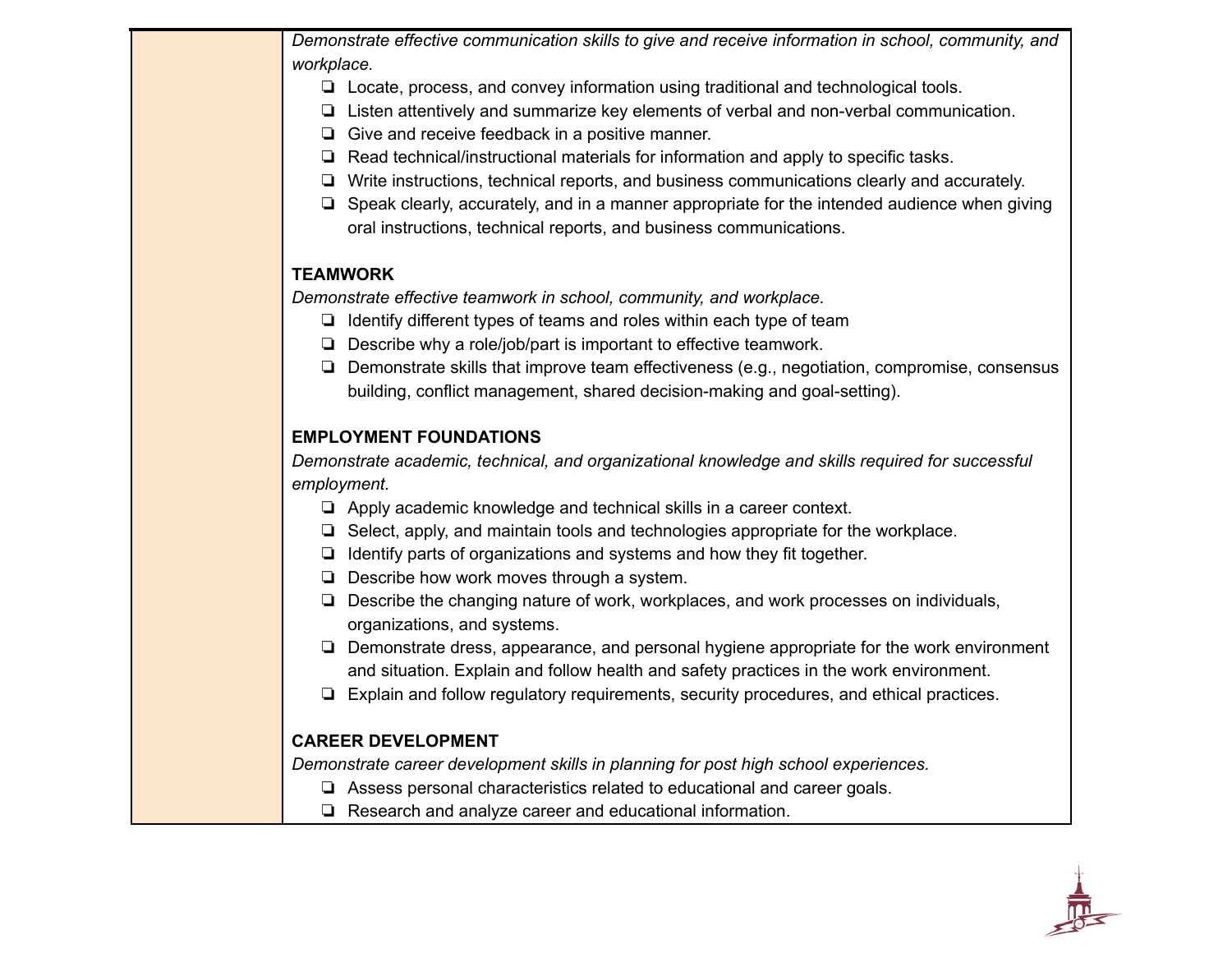*Demonstrate effective communication skills to give and receive information in school, community, and workplace.*

- ❏ Locate, process, and convey information using traditional and technological tools.
- ❏ Listen attentively and summarize key elements of verbal and non-verbal communication.
- ❏ Give and receive feedback in a positive manner.
- ❏ Read technical/instructional materials for information and apply to specific tasks.
- ❏ Write instructions, technical reports, and business communications clearly and accurately.
- ❏ Speak clearly, accurately, and in a manner appropriate for the intended audience when giving oral instructions, technical reports, and business communications.

**TEAMWORK**

*Demonstrate effective teamwork in school, community, and workplace.*

- ❏ Identify different types of teams and roles within each type of team
- ❏ Describe why a role/job/part is important to effective teamwork.
- ❏ Demonstrate skills that improve team effectiveness (e.g., negotiation, compromise, consensus building, conflict management, shared decision-making and goal-setting).

**EMPLOYMENT FOUNDATIONS**

*Demonstrate academic, technical, and organizational knowledge and skills required for successful employment.*

- ❏ Apply academic knowledge and technical skills in a career context.
- ❏ Select, apply, and maintain tools and technologies appropriate for the workplace.
- ❏ Identify parts of organizations and systems and how they fit together.
- ❏ Describe how work moves through a system.
- ❏ Describe the changing nature of work, workplaces, and work processes on individuals, organizations, and systems.
- ❏ Demonstrate dress, appearance, and personal hygiene appropriate for the work environment and situation. Explain and follow health and safety practices in the work environment.
- ❏ Explain and follow regulatory requirements, security procedures, and ethical practices.

**CAREER DEVELOPMENT**

*Demonstrate career development skills in planning for post high school experiences.*

- ❏ Assess personal characteristics related to educational and career goals.
- ❏ Research and analyze career and educational information.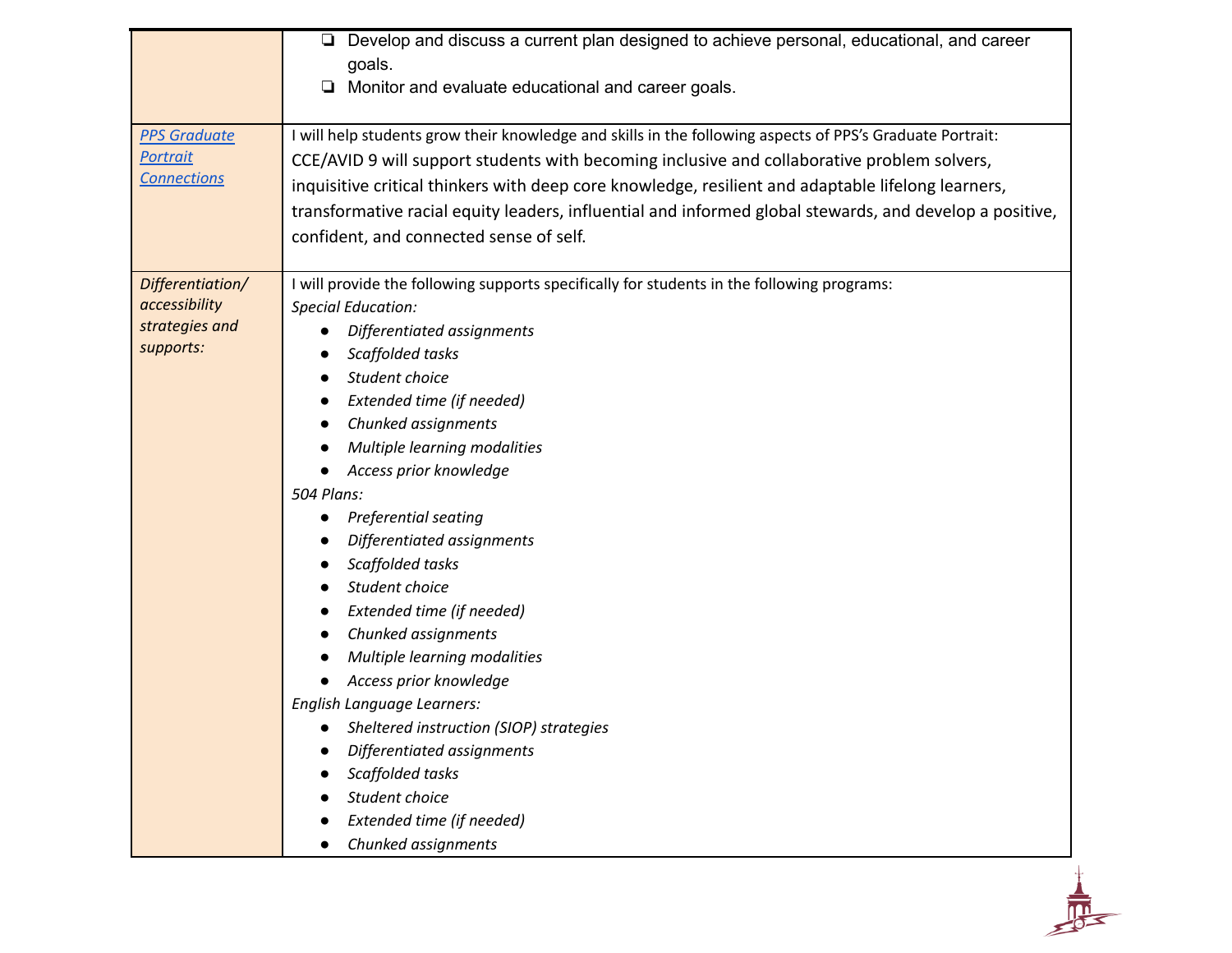| | |
|---|---|
| | ❏ Develop and discuss a current plan designed to achieve personal, educational, and career goals.<br>❏ Monitor and evaluate educational and career goals. |
| *PPS Graduate Portrait Connections* | I will help students grow their knowledge and skills in the following aspects of PPS's Graduate Portrait:<br>CCE/AVID 9 will support students with becoming inclusive and collaborative problem solvers, inquisitive critical thinkers with deep core knowledge, resilient and adaptable lifelong learners, transformative racial equity leaders, influential and informed global stewards, and develop a positive, confident, and connected sense of self. |
| *Differentiation/ accessibility strategies and supports:* | I will provide the following supports specifically for students in the following programs:<br>*Special Education:*<br>● *Differentiated assignments*<br>● *Scaffolded tasks*<br>● *Student choice*<br>● *Extended time (if needed)*<br>● *Chunked assignments*<br>● *Multiple learning modalities*<br>● *Access prior knowledge*<br>*504 Plans:*<br>● *Preferential seating*<br>● *Differentiated assignments*<br>● *Scaffolded tasks*<br>● *Student choice*<br>● *Extended time (if needed)*<br>● *Chunked assignments*<br>● *Multiple learning modalities*<br>● *Access prior knowledge*<br>*English Language Learners:*<br>● *Sheltered instruction (SIOP) strategies*<br>● *Differentiated assignments*<br>● *Scaffolded tasks*<br>● *Student choice*<br>● *Extended time (if needed)*<br>● *Chunked assignments* |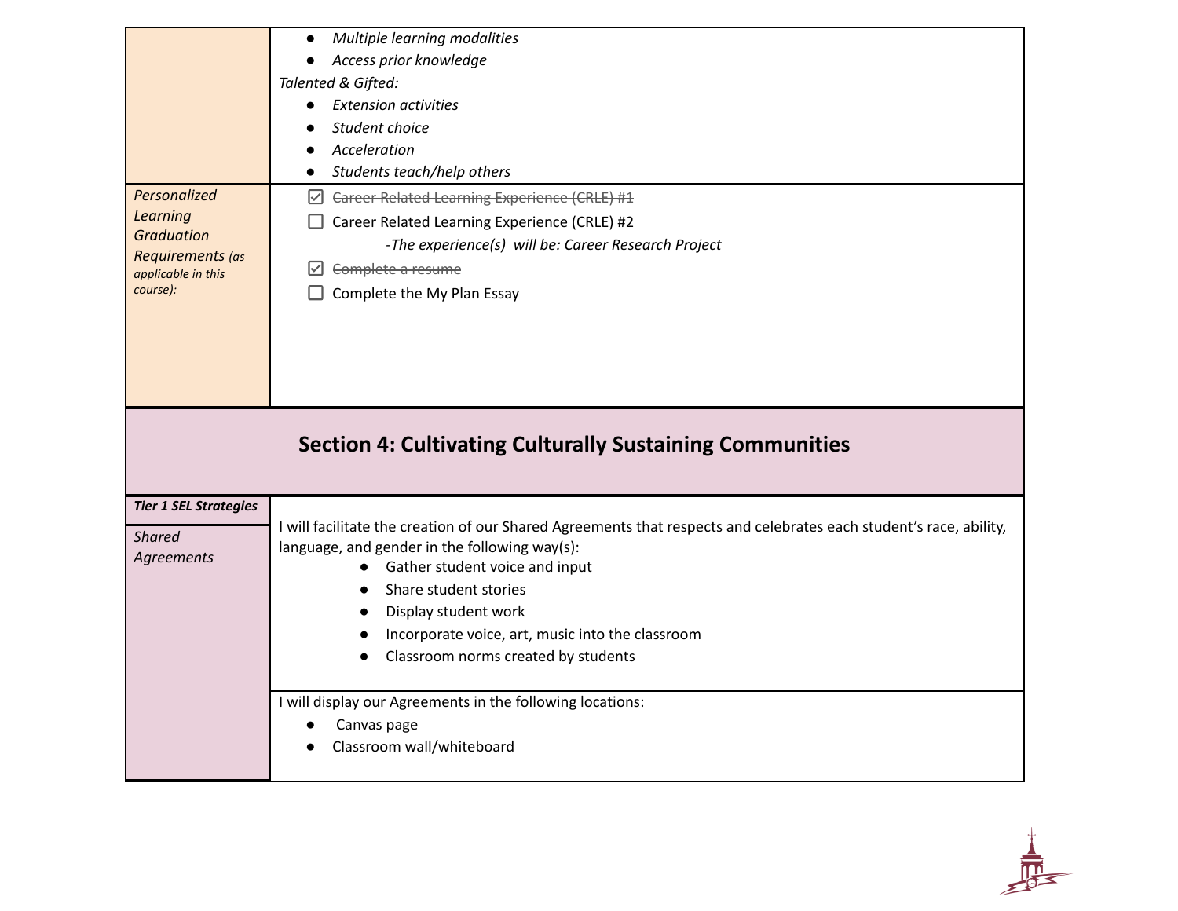| | |
|---|---|
| | - *Multiple learning modalities*<br>- *Access prior knowledge*<br>*Talented & Gifted:*<br>- *Extension activities*<br>- *Student choice*<br>- *Acceleration*<br>- *Students teach/help others* |
| *Personalized Learning Graduation Requirements (as applicable in this course):* | ☑ ~~Career Related Learning Experience (CRLE) #1~~<br>☐ Career Related Learning Experience (CRLE) #2<br>*-The experience(s) will be: Career Research Project*<br>☑ ~~Complete a resume~~<br>☐ Complete the My Plan Essay |

## Section 4: Cultivating Culturally Sustaining Communities

| | |
|---|---|
| ***Tier 1 SEL Strategies***<br>*Shared Agreements* | I will facilitate the creation of our Shared Agreements that respects and celebrates each student's race, ability, language, and gender in the following way(s):<br>- Gather student voice and input<br>- Share student stories<br>- Display student work<br>- Incorporate voice, art, music into the classroom<br>- Classroom norms created by students |
| | I will display our Agreements in the following locations:<br>- Canvas page<br>- Classroom wall/whiteboard |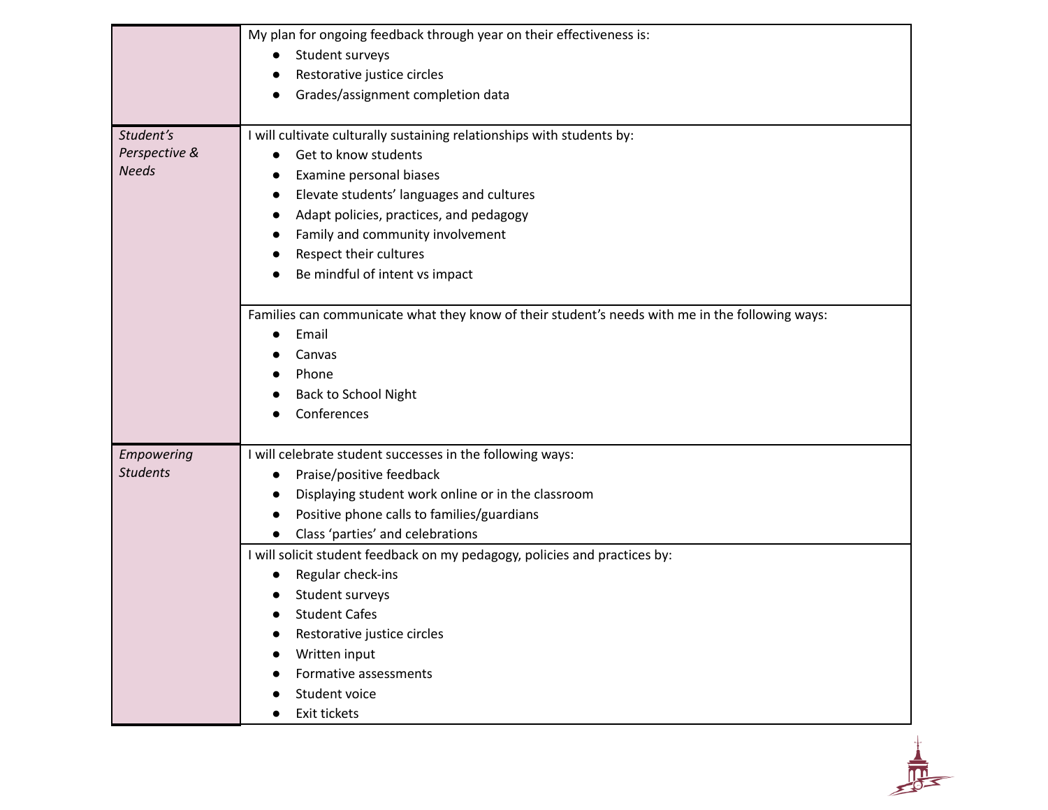| | |
|---|---|
| | My plan for ongoing feedback through year on their effectiveness is:<br>• Student surveys<br>• Restorative justice circles<br>• Grades/assignment completion data |
| *Student's Perspective & Needs* | I will cultivate culturally sustaining relationships with students by:<br>• Get to know students<br>• Examine personal biases<br>• Elevate students' languages and cultures<br>• Adapt policies, practices, and pedagogy<br>• Family and community involvement<br>• Respect their cultures<br>• Be mindful of intent vs impact |
| | Families can communicate what they know of their student's needs with me in the following ways:<br>• Email<br>• Canvas<br>• Phone<br>• Back to School Night<br>• Conferences |
| *Empowering Students* | I will celebrate student successes in the following ways:<br>• Praise/positive feedback<br>• Displaying student work online or in the classroom<br>• Positive phone calls to families/guardians<br>• Class 'parties' and celebrations |
| | I will solicit student feedback on my pedagogy, policies and practices by:<br>• Regular check-ins<br>• Student surveys<br>• Student Cafes<br>• Restorative justice circles<br>• Written input<br>• Formative assessments<br>• Student voice<br>• Exit tickets |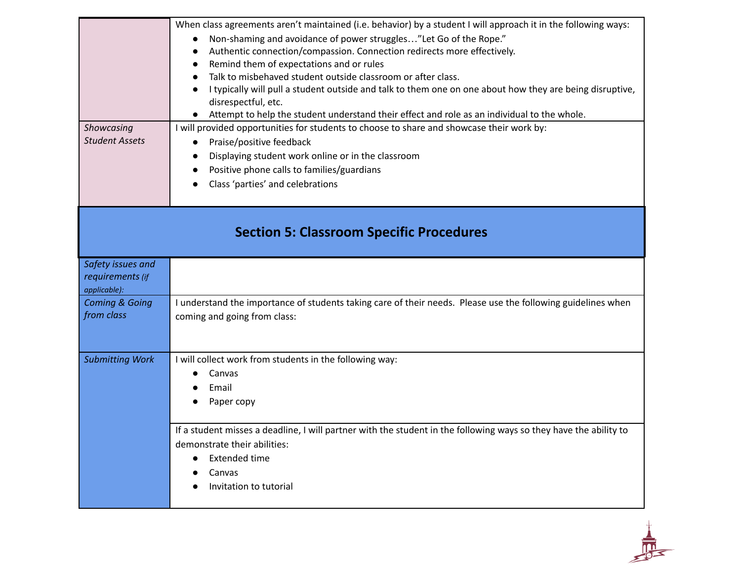| | |
|---|---|
| | When class agreements aren't maintained (i.e. behavior) by a student I will approach it in the following ways:<br>● Non-shaming and avoidance of power struggles…"Let Go of the Rope."<br>● Authentic connection/compassion. Connection redirects more effectively.<br>● Remind them of expectations and or rules<br>● Talk to misbehaved student outside classroom or after class.<br>● I typically will pull a student outside and talk to them one on one about how they are being disruptive, disrespectful, etc.<br>● Attempt to help the student understand their effect and role as an individual to the whole. |
| *Showcasing Student Assets* | I will provided opportunities for students to choose to share and showcase their work by:<br>● Praise/positive feedback<br>● Displaying student work online or in the classroom<br>● Positive phone calls to families/guardians<br>● Class 'parties' and celebrations |

## Section 5: Classroom Specific Procedures

| | |
|---|---|
| *Safety issues and requirements (if applicable):* | |
| *Coming & Going from class* | I understand the importance of students taking care of their needs. Please use the following guidelines when coming and going from class: |
| *Submitting Work* | I will collect work from students in the following way:<br>● Canvas<br>● Email<br>● Paper copy |
| | If a student misses a deadline, I will partner with the student in the following ways so they have the ability to demonstrate their abilities:<br>● Extended time<br>● Canvas<br>● Invitation to tutorial |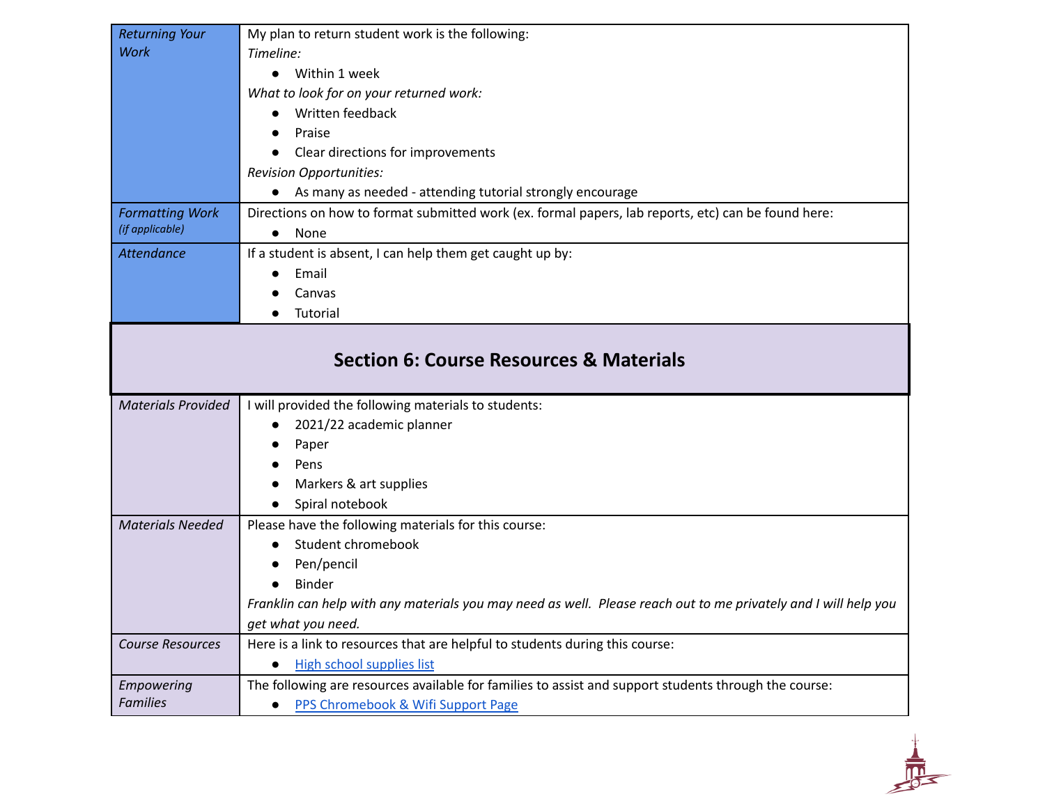| | |
|---|---|
| *Returning Your Work* | My plan to return student work is the following:<br>*Timeline:*<br>• Within 1 week<br>*What to look for on your returned work:*<br>• Written feedback<br>• Praise<br>• Clear directions for improvements<br>*Revision Opportunities:*<br>• As many as needed - attending tutorial strongly encourage |
| *Formatting Work* *(if applicable)* | Directions on how to format submitted work (ex. formal papers, lab reports, etc) can be found here:<br>• None |
| *Attendance* | If a student is absent, I can help them get caught up by:<br>• Email<br>• Canvas<br>• Tutorial |

## Section 6: Course Resources & Materials

| | |
|---|---|
| *Materials Provided* | I will provided the following materials to students:<br>• 2021/22 academic planner<br>• Paper<br>• Pens<br>• Markers & art supplies<br>• Spiral notebook |
| *Materials Needed* | Please have the following materials for this course:<br>• Student chromebook<br>• Pen/pencil<br>• Binder<br>*Franklin can help with any materials you may need as well. Please reach out to me privately and I will help you get what you need.* |
| *Course Resources* | Here is a link to resources that are helpful to students during this course:<br>• High school supplies list |
| *Empowering Families* | The following are resources available for families to assist and support students through the course:<br>• PPS Chromebook & Wifi Support Page |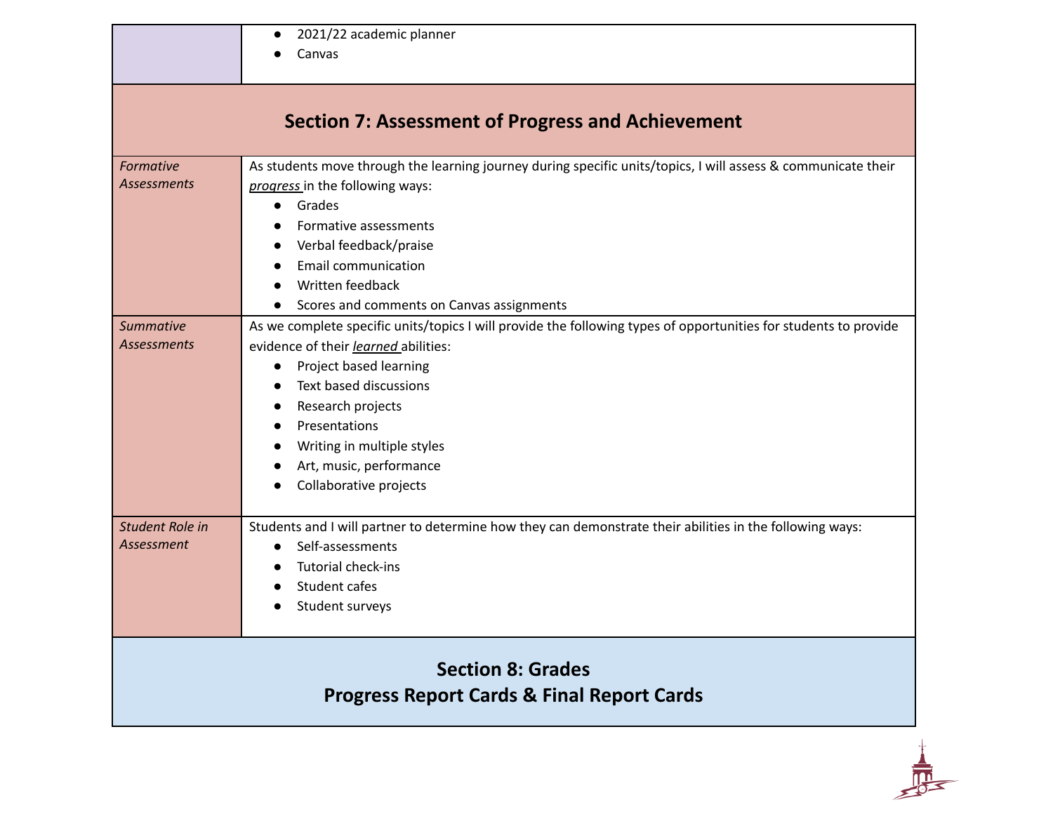| | |
|---|---|
| | • 2021/22 academic planner<br>• Canvas |

## Section 7: Assessment of Progress and Achievement

| | |
|---|---|
| *Formative Assessments* | As students move through the learning journey during specific units/topics, I will assess & communicate their ***progress*** in the following ways:<br>• Grades<br>• Formative assessments<br>• Verbal feedback/praise<br>• Email communication<br>• Written feedback<br>• Scores and comments on Canvas assignments |
| *Summative Assessments* | As we complete specific units/topics I will provide the following types of opportunities for students to provide evidence of their ***learned*** abilities:<br>• Project based learning<br>• Text based discussions<br>• Research projects<br>• Presentations<br>• Writing in multiple styles<br>• Art, music, performance<br>• Collaborative projects |
| *Student Role in Assessment* | Students and I will partner to determine how they can demonstrate their abilities in the following ways:<br>• Self-assessments<br>• Tutorial check-ins<br>• Student cafes<br>• Student surveys |

## Section 8: Grades
## Progress Report Cards & Final Report Cards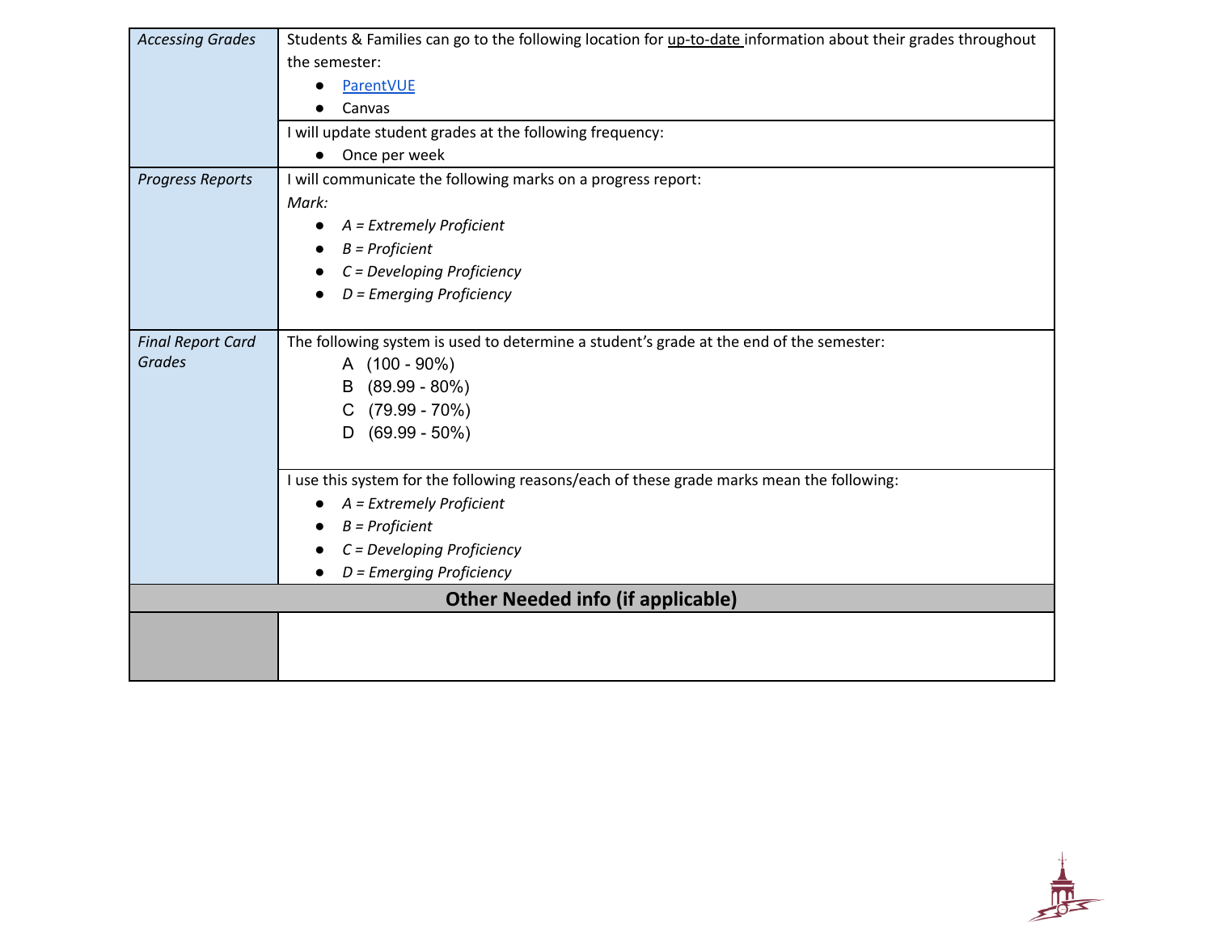| | |
|---|---|
| *Accessing Grades* | Students & Families can go to the following location for up-to-date information about their grades throughout the semester:<br>• ParentVUE<br>• Canvas |
| | I will update student grades at the following frequency:<br>• Once per week |
| *Progress Reports* | I will communicate the following marks on a progress report:<br>*Mark:*<br>• *A = Extremely Proficient*<br>• *B = Proficient*<br>• *C = Developing Proficiency*<br>• *D = Emerging Proficiency* |
| *Final Report Card Grades* | The following system is used to determine a student's grade at the end of the semester:<br>A (100 - 90%)<br>B (89.99 - 80%)<br>C (79.99 - 70%)<br>D (69.99 - 50%) |
| | I use this system for the following reasons/each of these grade marks mean the following:<br>• *A = Extremely Proficient*<br>• *B = Proficient*<br>• *C = Developing Proficiency*<br>• *D = Emerging Proficiency* |
| **Other Needed info (if applicable)** | |
| | |